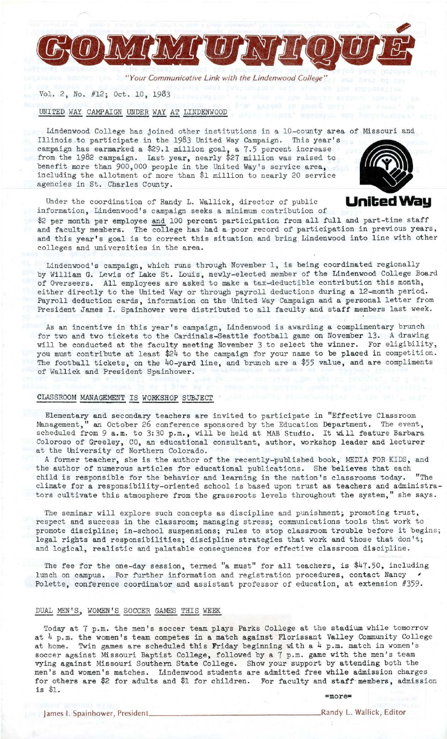# COMMUNIQUÉ

*"Your Communicative Link with the Lindenwood College"*

Vol. 2, No. #12; Oct. 10, 1983

## UNITED WAY CAMPAIGN UNDER WAY AT LINDENWOOD

Lindenwood College has joined other institutions in a 10-county area of Missouri and Illinois to participate in the 1983 United Way Campaign. This year's campaign has earmarked a $29.1 million goal, a 7.5 percent increase from the 1982 campaign. Last year, nearly $27 million was raised to benefit more than 900,000 people in the United Way's service area, including the allotment of more than $1 million to nearly 20 service agencies in St. Charles County.

United Way

Under the coordination of Randy L. Wallick, director of public information, Lindenwood's campaign seeks a minimum contribution of $2 per month per employee and 100 percent participation from all full and part-time staff and faculty members. The college has had a poor record of participation in previous years, and this year's goal is to correct this situation and bring Lindenwood into line with other colleges and universities in the area.

Lindenwood's campaign, which runs through November 1, is being coordinated regionally by William G. Lewis of Lake St. Louis, newly-elected member of the Lindenwood College Board of Overseers. All employees are asked to make a tax-deductible contribution this month, either directly to the United Way or through payroll deductions during a 12-month period. Payroll deduction cards, information on the United Way Campaign and a personal letter from President James I. Spainhower were distributed to all faculty and staff members last week.

As an incentive in this year's campaign, Lindenwood is awarding a complimentary brunch for two and two tickets to the Cardinals-Seattle football game on November 13. A drawing will be conducted at the faculty meeting November 3 to select the winner. For eligibility, you must contribute at least $24 to the campaign for your name to be placed in competition. The football tickets, on the 40-yard line, and brunch are a $55 value, and are compliments of Wallick and President Spainhower.

## CLASSROOM MANAGEMENT IS WORKSHOP SUBJECT

Elementary and secondary teachers are invited to participate in "Effective Classroom Management," an October 26 conference sponsored by the Education Department. The event, scheduled from 9 a.m. to 3:30 p.m., will be held at MAB Studio. It will feature Barbara Coloroso of Greeley, CO, an educational consultant, author, workshop leader and lecturer at the University of Northern Colorado.

A former teacher, she is the author of the recently-published book, MEDIA FOR KIDS, and the author of numerous articles for educational publications. She believes that each child is responsible for the behavior and learning in the nation's classrooms today. "The climate for a responsibility-oriented school is based upon trust as teachers and administrators cultivate this atmosphere from the grassroots levels throughout the system," she says.

The seminar will explore such concepts as discipline and punishment; promoting trust, respect and success in the classroom; managing stress; communications tools that work to promote discipline; in-school suspensions; rules to stop classroom trouble before it begins; legal rights and responsibilities; discipline strategies that work and those that don't; and logical, realistic and palatable consequences for effective classroom discipline.

The fee for the one-day session, termed "a must" for all teachers, is $47.50, including lunch on campus. For further information and registration procedures, contact Nancy Polette, conference coordinator and assistant professor of education, at extension #359.

## DUAL MEN'S, WOMEN'S SOCCER GAMES THIS WEEK

Today at 7 p.m. the men's soccer team plays Parks College at the stadium while tomorrow at 4 p.m. the women's team competes in a match against Florissant Valley Community College at home. Twin games are scheduled this Friday beginning with a 4 p.m. match in women's soccer against Missouri Baptist College, followed by a 7 p.m. game with the men's team vying against Missouri Southern State College. Show your support by attending both the men's and women's matches. Lindenwood students are admitted free while admission charges for others are $2 for adults and $1 for children. For faculty and staff members, admission is $1.

=more=

James I. Spainhower, President — Randy L. Wallick, Editor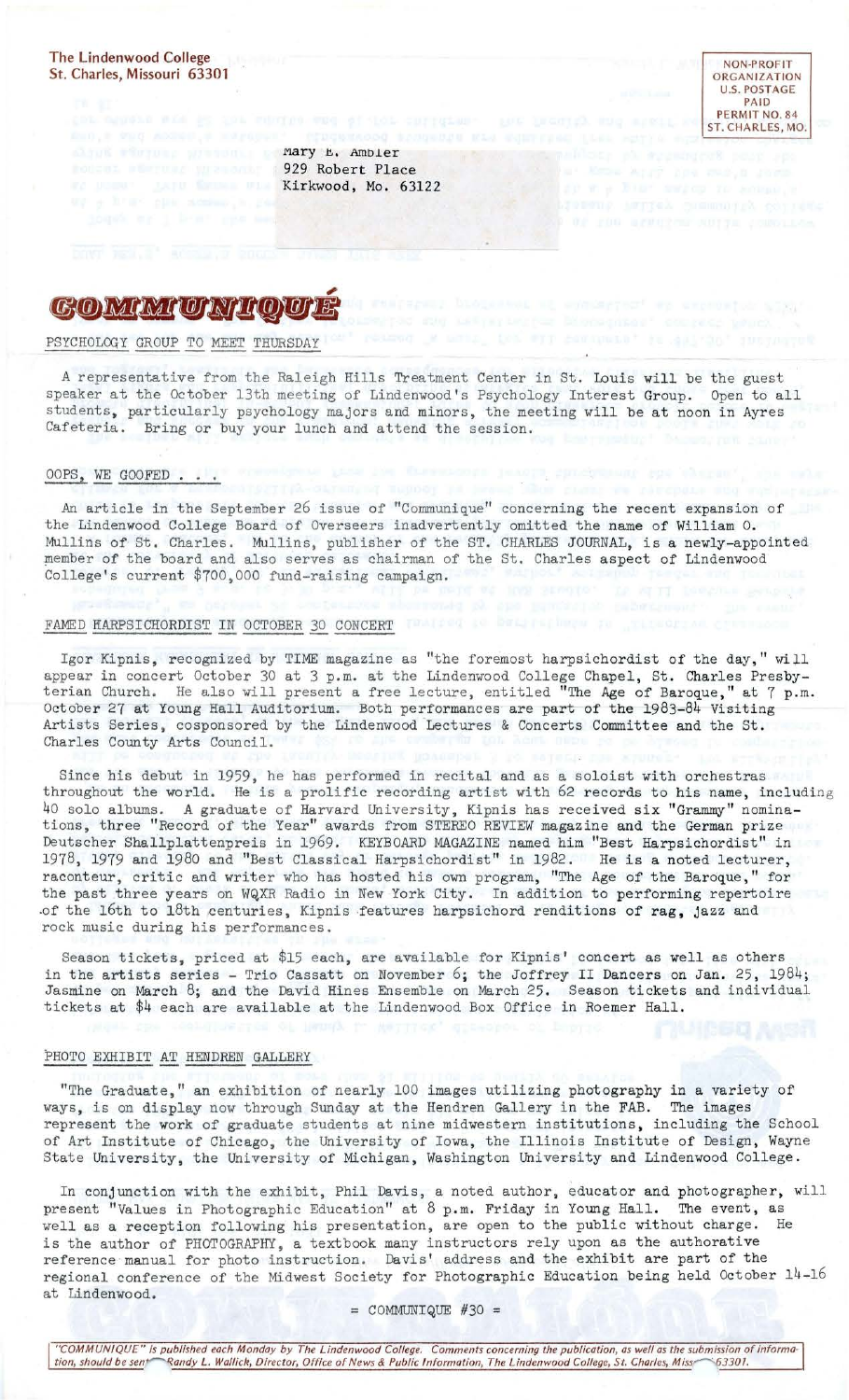The Lindenwood College
St. Charles, Missouri 63301

NON-PROFIT ORGANIZATION
U.S. POSTAGE PAID
PERMIT NO. 84
ST. CHARLES, MO.

Mary E. Ambler
929 Robert Place
Kirkwood, Mo. 63122

# COMMUNIQUÉ

## PSYCHOLOGY GROUP TO MEET THURSDAY

A representative from the Raleigh Hills Treatment Center in St. Louis will be the guest speaker at the October 13th meeting of Lindenwood's Psychology Interest Group. Open to all students, particularly psychology majors and minors, the meeting will be at noon in Ayres Cafeteria. Bring or buy your lunch and attend the session.

## OOPS, WE GOOFED . . .

An article in the September 26 issue of "Communique" concerning the recent expansion of the Lindenwood College Board of Overseers inadvertently omitted the name of William O. Mullins of St. Charles. Mullins, publisher of the ST. CHARLES JOURNAL, is a newly-appointed member of the board and also serves as chairman of the St. Charles aspect of Lindenwood College's current $700,000 fund-raising campaign.

## FAMED HARPSICHORDIST IN OCTOBER 30 CONCERT

Igor Kipnis, recognized by TIME magazine as "the foremost harpsichordist of the day," will appear in concert October 30 at 3 p.m. at the Lindenwood College Chapel, St. Charles Presbyterian Church. He also will present a free lecture, entitled "The Age of Baroque," at 7 p.m. October 27 at Young Hall Auditorium. Both performances are part of the 1983-84 Visiting Artists Series, cosponsored by the Lindenwood Lectures & Concerts Committee and the St. Charles County Arts Council.

Since his debut in 1959, he has performed in recital and as a soloist with orchestras throughout the world. He is a prolific recording artist with 62 records to his name, including 40 solo albums. A graduate of Harvard University, Kipnis has received six "Grammy" nominations, three "Record of the Year" awards from STEREO REVIEW magazine and the German prize Deutscher Shallplattenpreis in 1969. KEYBOARD MAGAZINE named him "Best Harpsichordist" in 1978, 1979 and 1980 and "Best Classical Harpsichordist" in 1982. He is a noted lecturer, raconteur, critic and writer who has hosted his own program, "The Age of the Baroque," for the past three years on WQXR Radio in New York City. In addition to performing repertoire of the 16th to 18th centuries, Kipnis features harpsichord renditions of rag, jazz and rock music during his performances.

Season tickets, priced at $15 each, are available for Kipnis' concert as well as others in the artists series - Trio Cassatt on November 6; the Joffrey II Dancers on Jan. 25, 1984; Jasmine on March 8; and the David Hines Ensemble on March 25. Season tickets and individual tickets at $4 each are available at the Lindenwood Box Office in Roemer Hall.

## PHOTO EXHIBIT AT HENDREN GALLERY

"The Graduate," an exhibition of nearly 100 images utilizing photography in a variety of ways, is on display now through Sunday at the Hendren Gallery in the FAB. The images represent the work of graduate students at nine midwestern institutions, including the School of Art Institute of Chicago, the University of Iowa, the Illinois Institute of Design, Wayne State University, the University of Michigan, Washington University and Lindenwood College.

In conjunction with the exhibit, Phil Davis, a noted author, educator and photographer, will present "Values in Photographic Education" at 8 p.m. Friday in Young Hall. The event, as well as a reception following his presentation, are open to the public without charge. He is the author of PHOTOGRAPHY, a textbook many instructors rely upon as the authorative reference manual for photo instruction. Davis' address and the exhibit are part of the regional conference of the Midwest Society for Photographic Education being held October 14-16 at Lindenwood.

= COMMUNIQUE #30 =

*"COMMUNIQUE" is published each Monday by The Lindenwood College. Comments concerning the publication, as well as the submission of information, should be sent to Randy L. Wallick, Director, Office of News & Public Information, The Lindenwood College, St. Charles, Missouri 63301.*